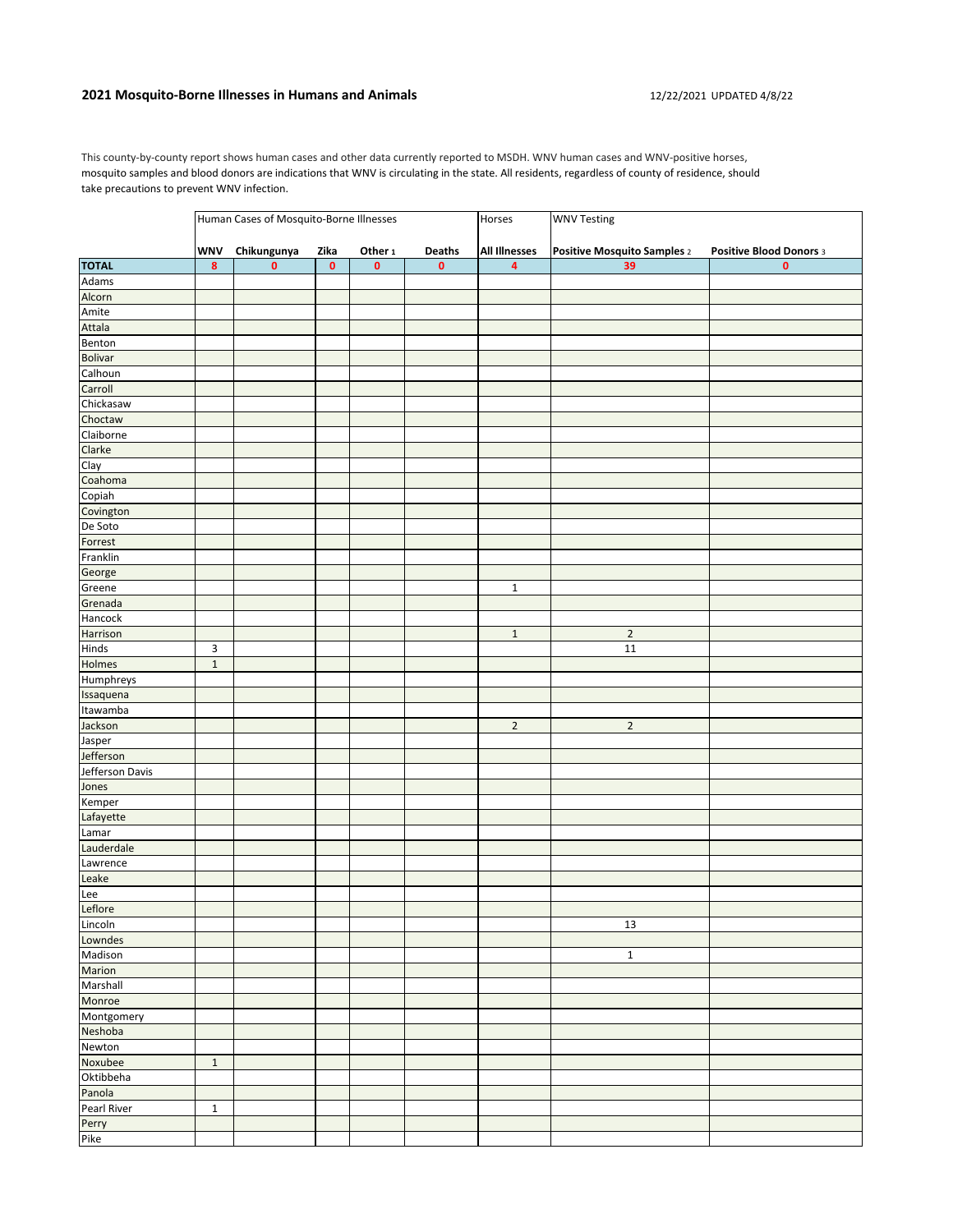## 2021 Mosquito-Borne Illnesses in Humans and Animals

12/22/2021 UPDATED 4/8/22

This county-by-county report shows human cases and other data currently reported to MSDH. WNV human cases and WNV-positive horses, mosquito samples and blood donors are indications that WNV is circulating in the state. All residents, regardless of county of residence, should take precautions to prevent WNV infection.

| | Human Cases of Mosquito-Borne Illnesses | | | | | Horses | WNV Testing | |
|---|---|---|---|---|---|---|---|---|
| | WNV | Chikungunya | Zika | Other 1 | Deaths | All Illnesses | Positive Mosquito Samples 2 | Positive Blood Donors 3 |
| **TOTAL** | 8 | 0 | 0 | 0 | 0 | 4 | 39 | 0 |
| Adams | | | | | | | | |
| Alcorn | | | | | | | | |
| Amite | | | | | | | | |
| Attala | | | | | | | | |
| Benton | | | | | | | | |
| Bolivar | | | | | | | | |
| Calhoun | | | | | | | | |
| Carroll | | | | | | | | |
| Chickasaw | | | | | | | | |
| Choctaw | | | | | | | | |
| Claiborne | | | | | | | | |
| Clarke | | | | | | | | |
| Clay | | | | | | | | |
| Coahoma | | | | | | | | |
| Copiah | | | | | | | | |
| Covington | | | | | | | | |
| De Soto | | | | | | | | |
| Forrest | | | | | | | | |
| Franklin | | | | | | | | |
| George | | | | | | | | |
| Greene | | | | | | 1 | | |
| Grenada | | | | | | | | |
| Hancock | | | | | | | | |
| Harrison | | | | | | 1 | 2 | |
| Hinds | 3 | | | | | | 11 | |
| Holmes | 1 | | | | | | | |
| Humphreys | | | | | | | | |
| Issaquena | | | | | | | | |
| Itawamba | | | | | | | | |
| Jackson | | | | | | 2 | 2 | |
| Jasper | | | | | | | | |
| Jefferson | | | | | | | | |
| Jefferson Davis | | | | | | | | |
| Jones | | | | | | | | |
| Kemper | | | | | | | | |
| Lafayette | | | | | | | | |
| Lamar | | | | | | | | |
| Lauderdale | | | | | | | | |
| Lawrence | | | | | | | | |
| Leake | | | | | | | | |
| Lee | | | | | | | | |
| Leflore | | | | | | | | |
| Lincoln | | | | | | | 13 | |
| Lowndes | | | | | | | | |
| Madison | | | | | | | 1 | |
| Marion | | | | | | | | |
| Marshall | | | | | | | | |
| Monroe | | | | | | | | |
| Montgomery | | | | | | | | |
| Neshoba | | | | | | | | |
| Newton | | | | | | | | |
| Noxubee | 1 | | | | | | | |
| Oktibbeha | | | | | | | | |
| Panola | | | | | | | | |
| Pearl River | 1 | | | | | | | |
| Perry | | | | | | | | |
| Pike | | | | | | | | |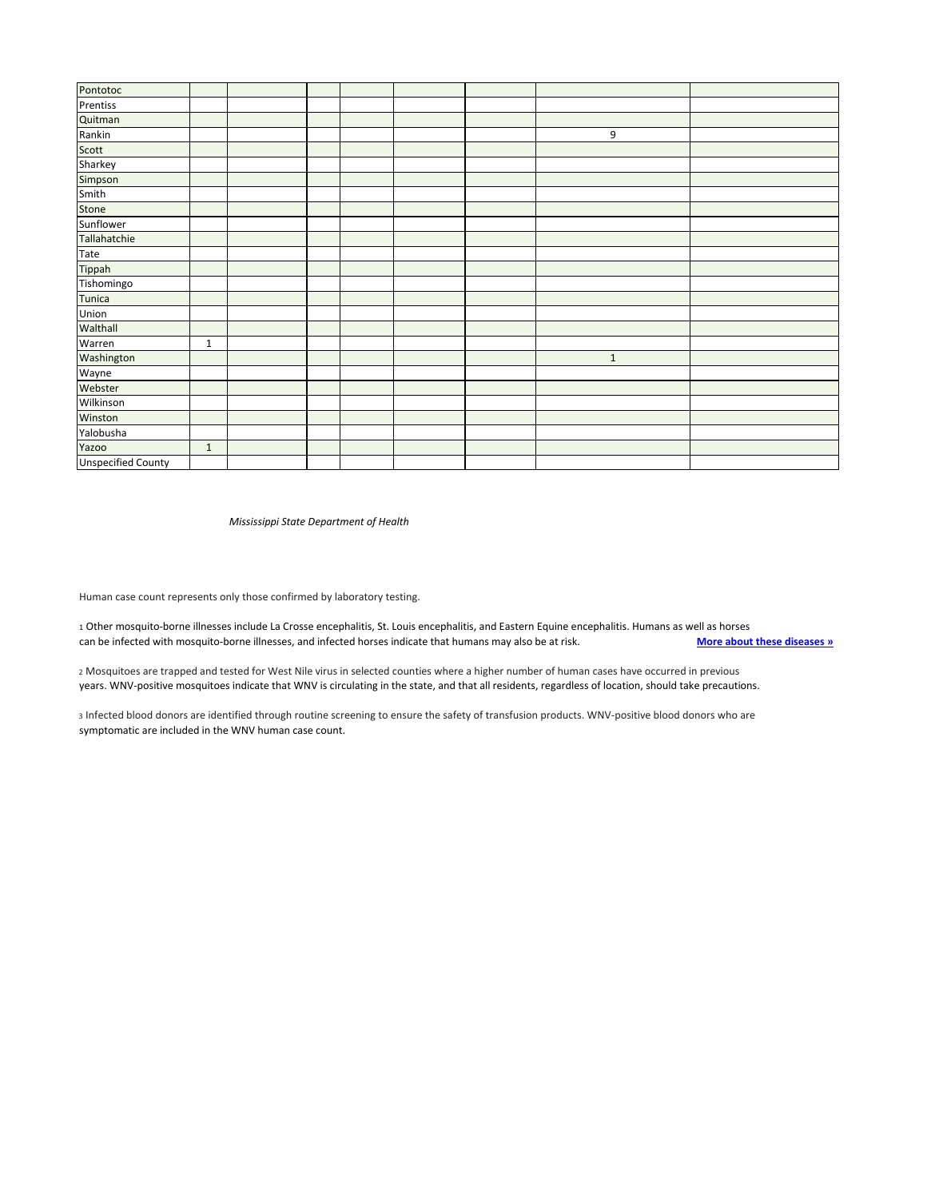| | | | | | | | | |
|---|---|---|---|---|---|---|---|---|
| Pontotoc | | | | | | | | |
| Prentiss | | | | | | | | |
| Quitman | | | | | | | | |
| Rankin | | | | | | | 9 | |
| Scott | | | | | | | | |
| Sharkey | | | | | | | | |
| Simpson | | | | | | | | |
| Smith | | | | | | | | |
| Stone | | | | | | | | |
| Sunflower | | | | | | | | |
| Tallahatchie | | | | | | | | |
| Tate | | | | | | | | |
| Tippah | | | | | | | | |
| Tishomingo | | | | | | | | |
| Tunica | | | | | | | | |
| Union | | | | | | | | |
| Walthall | | | | | | | | |
| Warren | 1 | | | | | | | |
| Washington | | | | | | | 1 | |
| Wayne | | | | | | | | |
| Webster | | | | | | | | |
| Wilkinson | | | | | | | | |
| Winston | | | | | | | | |
| Yalobusha | | | | | | | | |
| Yazoo | 1 | | | | | | | |
| Unspecified County | | | | | | | | |

*Mississippi State Department of Health*

Human case count represents only those confirmed by laboratory testing.

[1] Other mosquito-borne illnesses include La Crosse encephalitis, St. Louis encephalitis, and Eastern Equine encephalitis. Humans as well as horses can be infected with mosquito-borne illnesses, and infected horses indicate that humans may also be at risk. **More about these diseases »**

[2] Mosquitoes are trapped and tested for West Nile virus in selected counties where a higher number of human cases have occurred in previous years. WNV-positive mosquitoes indicate that WNV is circulating in the state, and that all residents, regardless of location, should take precautions.

[3] Infected blood donors are identified through routine screening to ensure the safety of transfusion products. WNV-positive blood donors who are symptomatic are included in the WNV human case count.